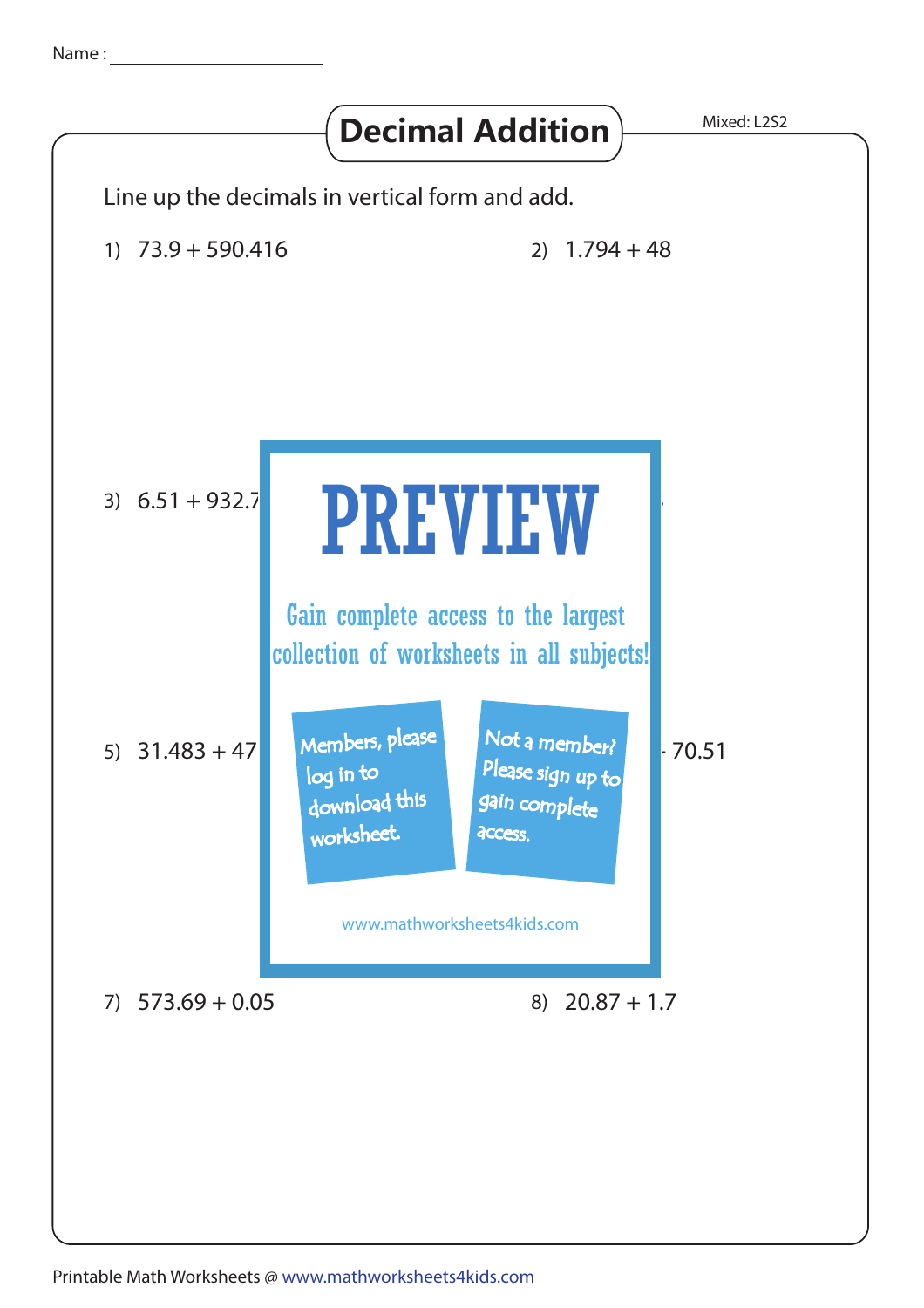Name :

# Decimal Addition

Mixed: L2S2

Line up the decimals in vertical form and add.

1) 73.9 + 590.416

2) 1.794 + 48

3) 6.51 + 932.7

5) 31.483 + 47

70.51

PREVIEW

Gain complete access to the largest collection of worksheets in all subjects!

Members, please log in to download this worksheet.

Not a member? Please sign up to gain complete access.

www.mathworksheets4kids.com

7) 573.69 + 0.05

8) 20.87 + 1.7

Printable Math Worksheets @ www.mathworksheets4kids.com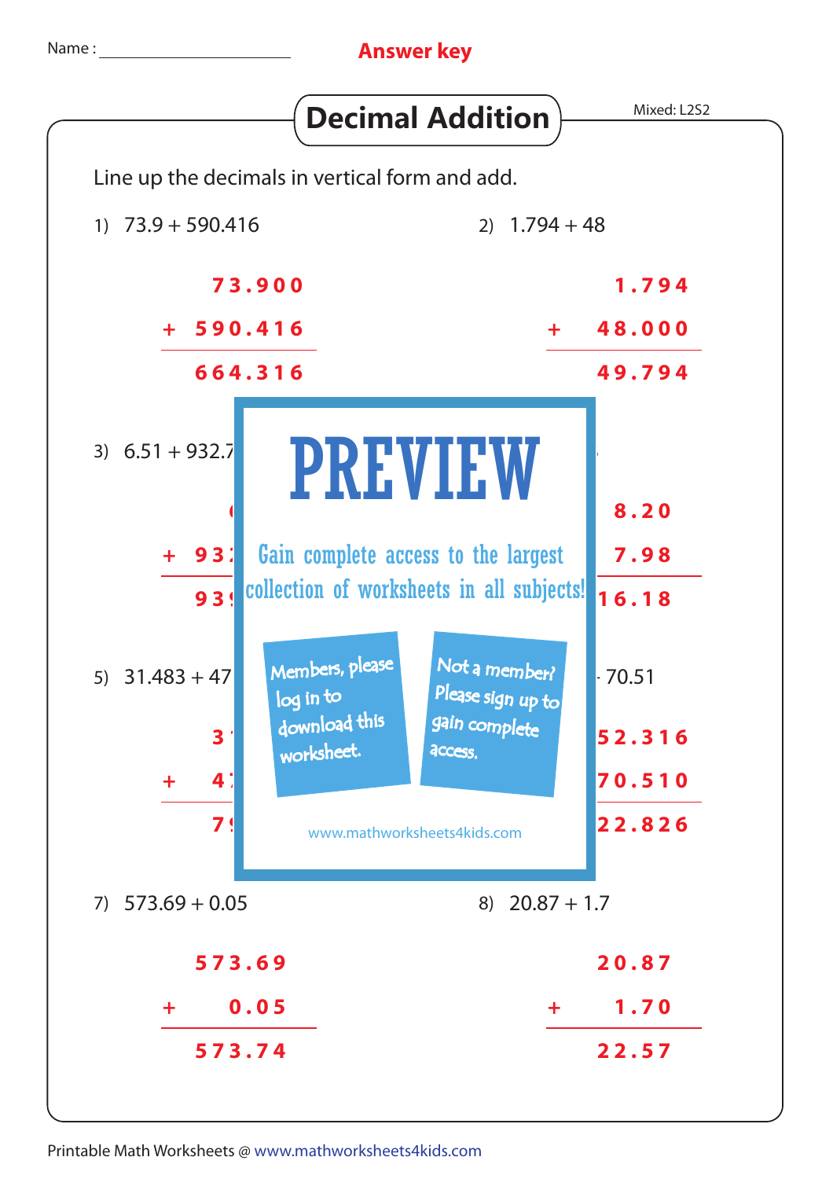Name : ____________________ **Answer key**

# Decimal Addition

Mixed: L2S2

Line up the decimals in vertical form and add.

1) 73.9 + 590.416

```
   73.900
+ 590.416
---------
  664.316
```

2) 1.794 + 48

```
   1.794
+ 48.000
--------
  49.794
```

3) 6.51 + 932.7

```
  (
+ 93
-----
  93
```

4)

```
   8.20
   7.98
-------
  16.18
```

5) 31.483 + 47

```
  3
+ 4
----
  7
```

6) 70.51

```
  52.316
  70.510
--------
  22.826
```

**PREVIEW**

Gain complete access to the largest collection of worksheets in all subjects!

Members, please log in to download this worksheet.

Not a member? Please sign up to gain complete access.

www.mathworksheets4kids.com

7) 573.69 + 0.05

```
  573.69
+   0.05
--------
  573.74
```

8) 20.87 + 1.7

```
  20.87
+  1.70
-------
  22.57
```

Printable Math Worksheets @ www.mathworksheets4kids.com